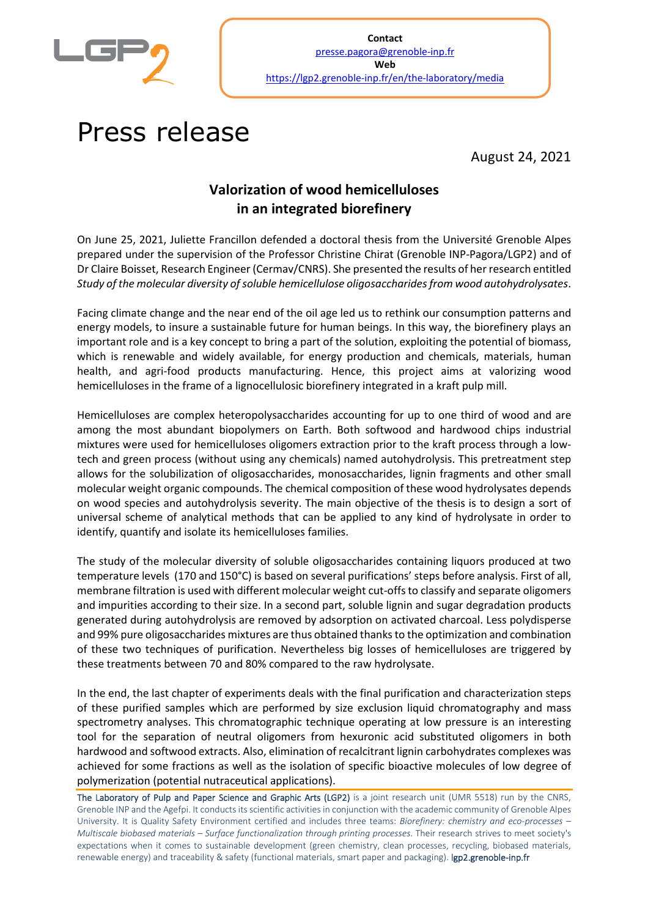**Contact**
presse.pagora@grenoble-inp.fr
**Web**
https://lgp2.grenoble-inp.fr/en/the-laboratory/media

# Press release

August 24, 2021

## Valorization of wood hemicelluloses in an integrated biorefinery

On June 25, 2021, Juliette Francillon defended a doctoral thesis from the Université Grenoble Alpes prepared under the supervision of the Professor Christine Chirat (Grenoble INP-Pagora/LGP2) and of Dr Claire Boisset, Research Engineer (Cermav/CNRS). She presented the results of her research entitled *Study of the molecular diversity of soluble hemicellulose oligosaccharides from wood autohydrolysates*.

Facing climate change and the near end of the oil age led us to rethink our consumption patterns and energy models, to insure a sustainable future for human beings. In this way, the biorefinery plays an important role and is a key concept to bring a part of the solution, exploiting the potential of biomass, which is renewable and widely available, for energy production and chemicals, materials, human health, and agri-food products manufacturing. Hence, this project aims at valorizing wood hemicelluloses in the frame of a lignocellulosic biorefinery integrated in a kraft pulp mill.

Hemicelluloses are complex heteropolysaccharides accounting for up to one third of wood and are among the most abundant biopolymers on Earth. Both softwood and hardwood chips industrial mixtures were used for hemicelluloses oligomers extraction prior to the kraft process through a low-tech and green process (without using any chemicals) named autohydrolysis. This pretreatment step allows for the solubilization of oligosaccharides, monosaccharides, lignin fragments and other small molecular weight organic compounds. The chemical composition of these wood hydrolysates depends on wood species and autohydrolysis severity. The main objective of the thesis is to design a sort of universal scheme of analytical methods that can be applied to any kind of hydrolysate in order to identify, quantify and isolate its hemicelluloses families.

The study of the molecular diversity of soluble oligosaccharides containing liquors produced at two temperature levels (170 and 150°C) is based on several purifications' steps before analysis. First of all, membrane filtration is used with different molecular weight cut-offs to classify and separate oligomers and impurities according to their size. In a second part, soluble lignin and sugar degradation products generated during autohydrolysis are removed by adsorption on activated charcoal. Less polydisperse and 99% pure oligosaccharides mixtures are thus obtained thanks to the optimization and combination of these two techniques of purification. Nevertheless big losses of hemicelluloses are triggered by these treatments between 70 and 80% compared to the raw hydrolysate.

In the end, the last chapter of experiments deals with the final purification and characterization steps of these purified samples which are performed by size exclusion liquid chromatography and mass spectrometry analyses. This chromatographic technique operating at low pressure is an interesting tool for the separation of neutral oligomers from hexuronic acid substituted oligomers in both hardwood and softwood extracts. Also, elimination of recalcitrant lignin carbohydrates complexes was achieved for some fractions as well as the isolation of specific bioactive molecules of low degree of polymerization (potential nutraceutical applications).

---

The Laboratory of Pulp and Paper Science and Graphic Arts (LGP2) is a joint research unit (UMR 5518) run by the CNRS, Grenoble INP and the Agefpi. It conducts its scientific activities in conjunction with the academic community of Grenoble Alpes University. It is Quality Safety Environment certified and includes three teams: *Biorefinery: chemistry and eco-processes – Multiscale biobased materials – Surface functionalization through printing processes*. Their research strives to meet society's expectations when it comes to sustainable development (green chemistry, clean processes, recycling, biobased materials, renewable energy) and traceability & safety (functional materials, smart paper and packaging). lgp2.grenoble-inp.fr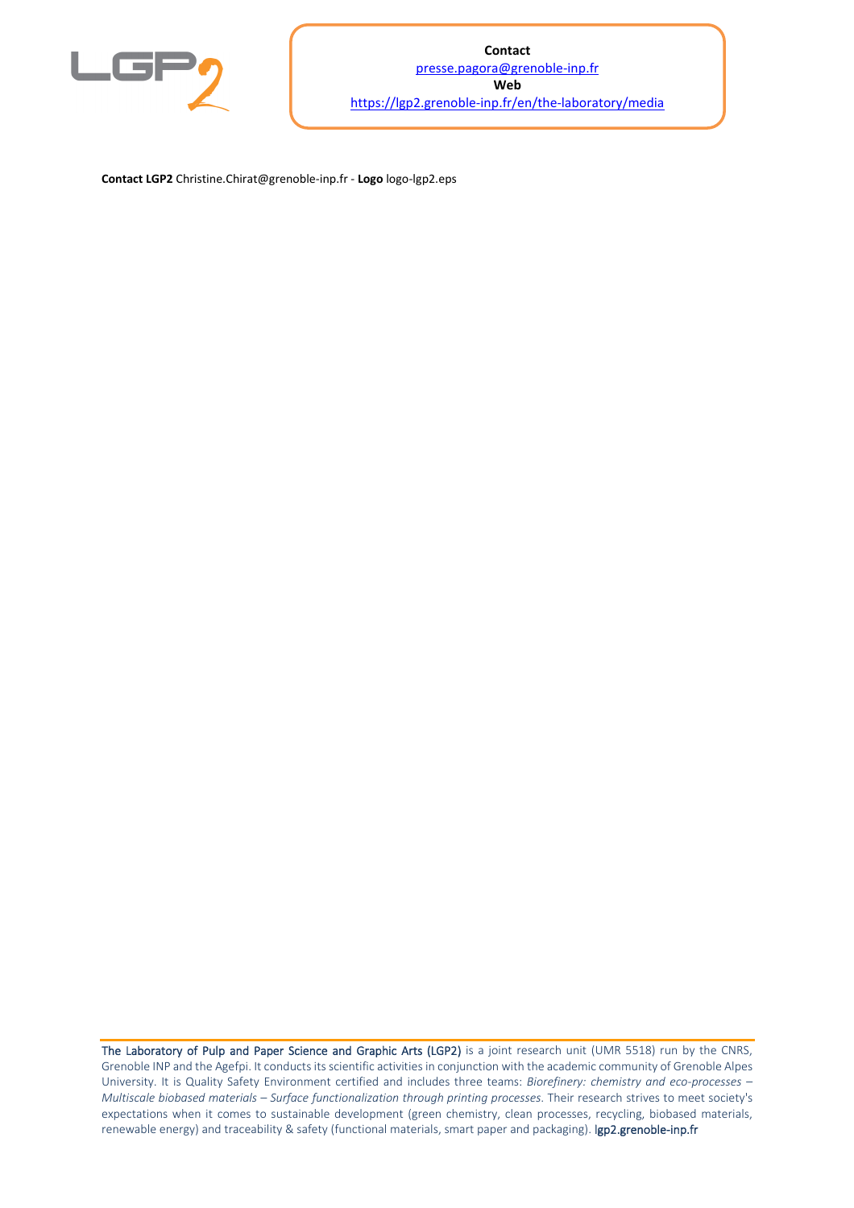**Contact**
[presse.pagora@grenoble-inp.fr](mailto:presse.pagora@grenoble-inp.fr)
**Web**
[https://lgp2.grenoble-inp.fr/en/the-laboratory/media](https://lgp2.grenoble-inp.fr/en/the-laboratory/media)

**Contact LGP2** Christine.Chirat@grenoble-inp.fr - **Logo** logo-lgp2.eps

The Laboratory of Pulp and Paper Science and Graphic Arts (LGP2) is a joint research unit (UMR 5518) run by the CNRS, Grenoble INP and the Agefpi. It conducts its scientific activities in conjunction with the academic community of Grenoble Alpes University. It is Quality Safety Environment certified and includes three teams: *Biorefinery: chemistry and eco-processes – Multiscale biobased materials – Surface functionalization through printing processes*. Their research strives to meet society's expectations when it comes to sustainable development (green chemistry, clean processes, recycling, biobased materials, renewable energy) and traceability & safety (functional materials, smart paper and packaging). lgp2.grenoble-inp.fr